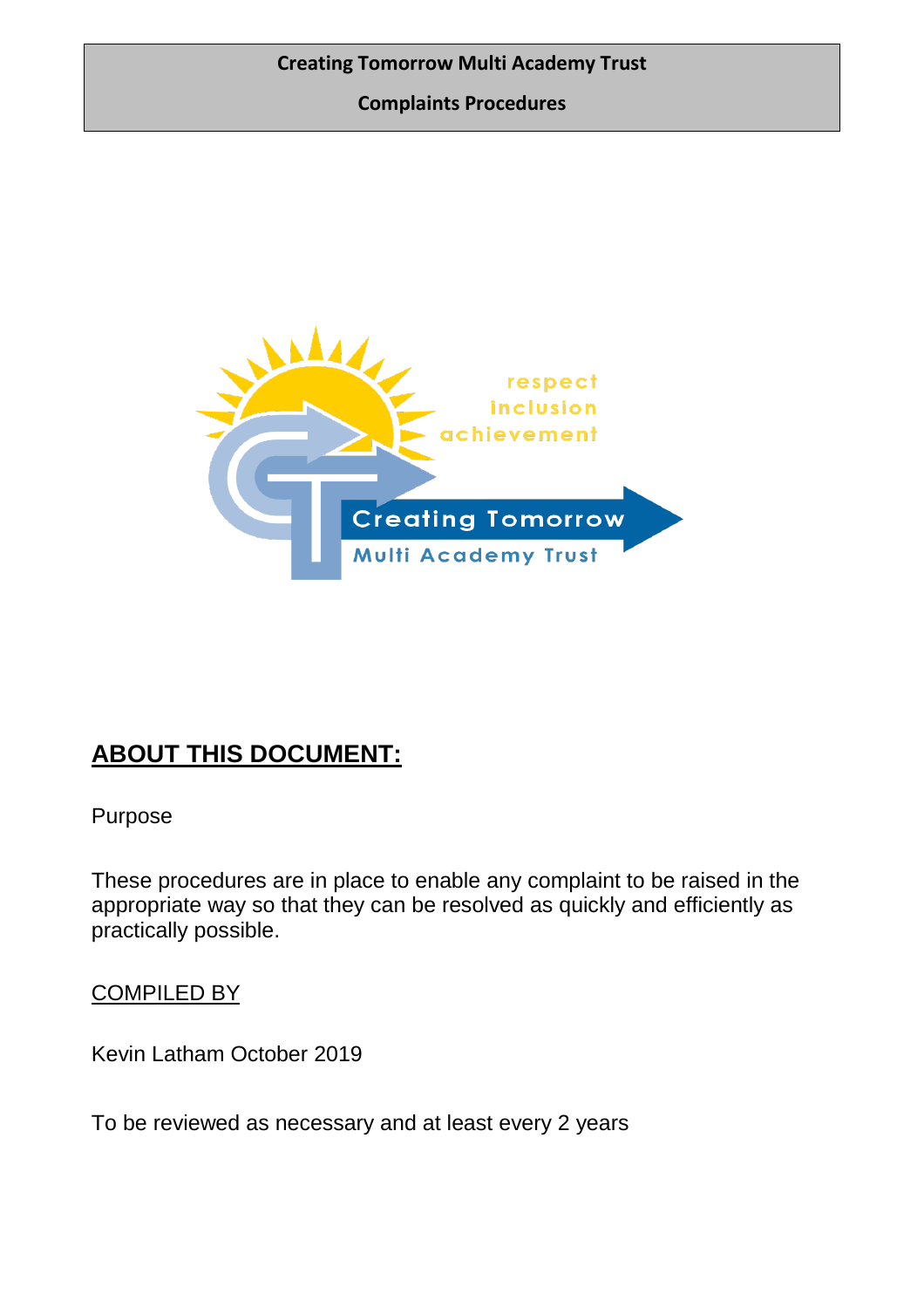**Creating Tomorrow Multi Academy Trust**

**Complaints Procedures**

## ABOUT THIS DOCUMENT:

Purpose

These procedures are in place to enable any complaint to be raised in the appropriate way so that they can be resolved as quickly and efficiently as practically possible.

<u>COMPILED BY</u>

Kevin Latham October 2019

To be reviewed as necessary and at least every 2 years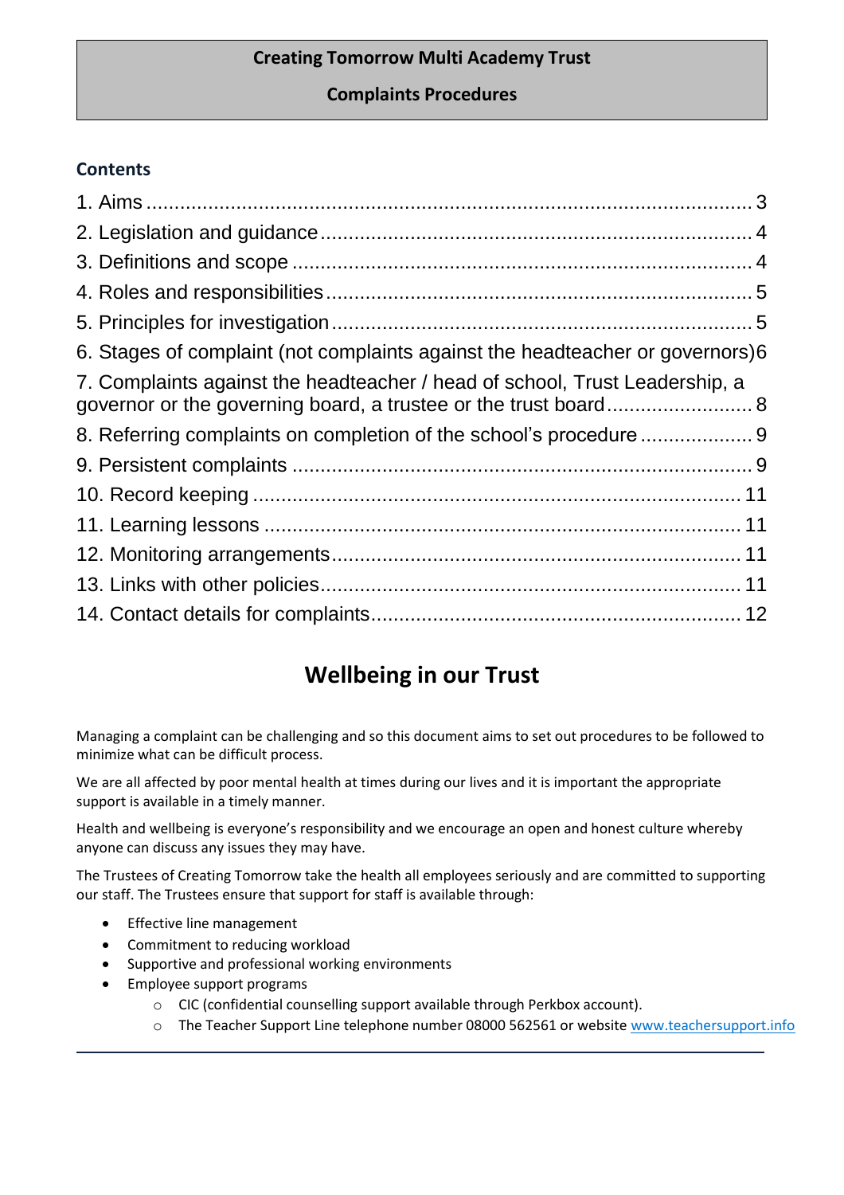**Creating Tomorrow Multi Academy Trust**

**Complaints Procedures**

## Contents

1. Aims ........................................................................................................ 3
2. Legislation and guidance ........................................................................ 4
3. Definitions and scope ............................................................................. 4
4. Roles and responsibilities ........................................................................ 5
5. Principles for investigation ....................................................................... 5
6. Stages of complaint (not complaints against the headteacher or governors) 6
7. Complaints against the headteacher / head of school, Trust Leadership, a governor or the governing board, a trustee or the trust board ....................... 8
8. Referring complaints on completion of the school's procedure .................. 9
9. Persistent complaints .............................................................................. 9
10. Record keeping .................................................................................... 11
11. Learning lessons .................................................................................. 11
12. Monitoring arrangements ...................................................................... 11
13. Links with other policies ........................................................................ 11
14. Contact details for complaints ............................................................... 12

# Wellbeing in our Trust

Managing a complaint can be challenging and so this document aims to set out procedures to be followed to minimize what can be difficult process.

We are all affected by poor mental health at times during our lives and it is important the appropriate support is available in a timely manner.

Health and wellbeing is everyone's responsibility and we encourage an open and honest culture whereby anyone can discuss any issues they may have.

The Trustees of Creating Tomorrow take the health all employees seriously and are committed to supporting our staff. The Trustees ensure that support for staff is available through:

- Effective line management
- Commitment to reducing workload
- Supportive and professional working environments
- Employee support programs
  - CIC (confidential counselling support available through Perkbox account).
  - The Teacher Support Line telephone number 08000 562561 or website www.teachersupport.info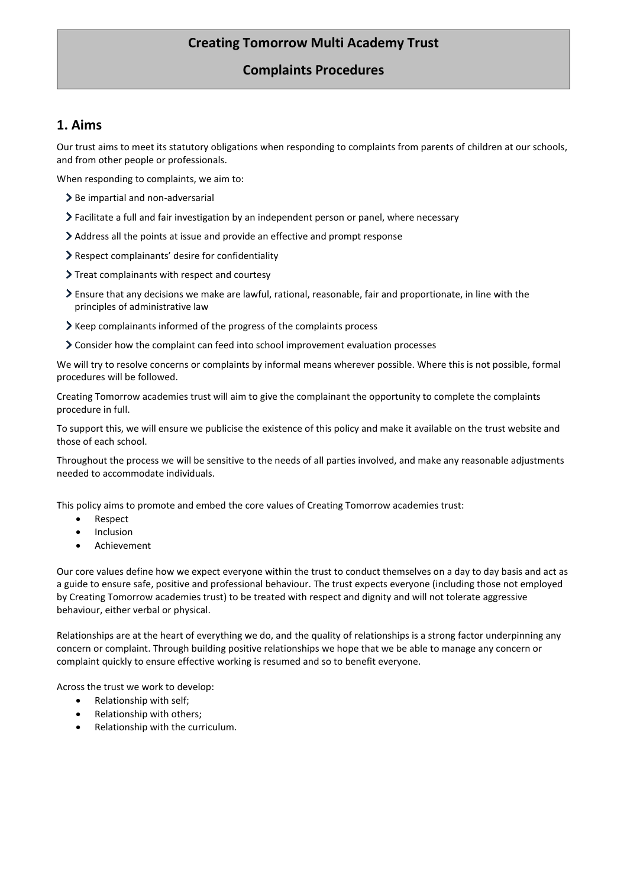# Creating Tomorrow Multi Academy Trust

## Complaints Procedures

## 1. Aims

Our trust aims to meet its statutory obligations when responding to complaints from parents of children at our schools, and from other people or professionals.

When responding to complaints, we aim to:

- Be impartial and non-adversarial
- Facilitate a full and fair investigation by an independent person or panel, where necessary
- Address all the points at issue and provide an effective and prompt response
- Respect complainants' desire for confidentiality
- Treat complainants with respect and courtesy
- Ensure that any decisions we make are lawful, rational, reasonable, fair and proportionate, in line with the principles of administrative law
- Keep complainants informed of the progress of the complaints process
- Consider how the complaint can feed into school improvement evaluation processes

We will try to resolve concerns or complaints by informal means wherever possible. Where this is not possible, formal procedures will be followed.

Creating Tomorrow academies trust will aim to give the complainant the opportunity to complete the complaints procedure in full.

To support this, we will ensure we publicise the existence of this policy and make it available on the trust website and those of each school.

Throughout the process we will be sensitive to the needs of all parties involved, and make any reasonable adjustments needed to accommodate individuals.

This policy aims to promote and embed the core values of Creating Tomorrow academies trust:

- Respect
- Inclusion
- Achievement

Our core values define how we expect everyone within the trust to conduct themselves on a day to day basis and act as a guide to ensure safe, positive and professional behaviour. The trust expects everyone (including those not employed by Creating Tomorrow academies trust) to be treated with respect and dignity and will not tolerate aggressive behaviour, either verbal or physical.

Relationships are at the heart of everything we do, and the quality of relationships is a strong factor underpinning any concern or complaint. Through building positive relationships we hope that we be able to manage any concern or complaint quickly to ensure effective working is resumed and so to benefit everyone.

Across the trust we work to develop:

- Relationship with self;
- Relationship with others;
- Relationship with the curriculum.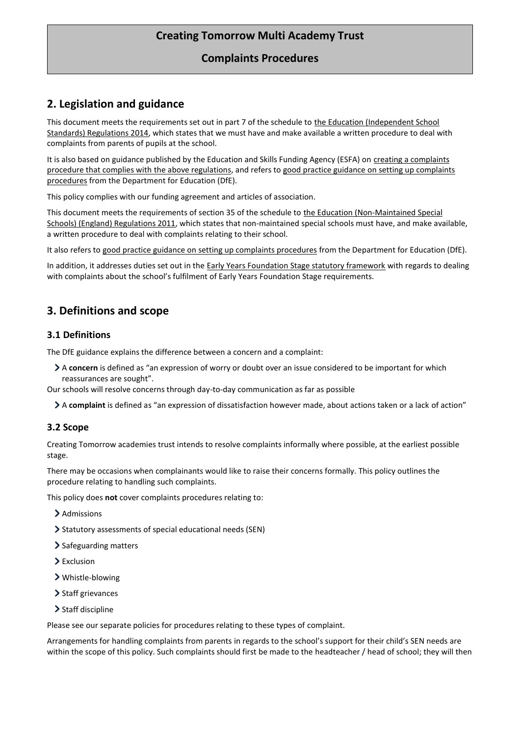## 2. Legislation and guidance

This document meets the requirements set out in part 7 of the schedule to the Education (Independent School Standards) Regulations 2014, which states that we must have and make available a written procedure to deal with complaints from parents of pupils at the school.

It is also based on guidance published by the Education and Skills Funding Agency (ESFA) on creating a complaints procedure that complies with the above regulations, and refers to good practice guidance on setting up complaints procedures from the Department for Education (DfE).

This policy complies with our funding agreement and articles of association.

This document meets the requirements of section 35 of the schedule to the Education (Non-Maintained Special Schools) (England) Regulations 2011, which states that non-maintained special schools must have, and make available, a written procedure to deal with complaints relating to their school.

It also refers to good practice guidance on setting up complaints procedures from the Department for Education (DfE).

In addition, it addresses duties set out in the Early Years Foundation Stage statutory framework with regards to dealing with complaints about the school's fulfilment of Early Years Foundation Stage requirements.

## 3. Definitions and scope

### 3.1 Definitions

The DfE guidance explains the difference between a concern and a complaint:

- A **concern** is defined as "an expression of worry or doubt over an issue considered to be important for which reassurances are sought".

Our schools will resolve concerns through day-to-day communication as far as possible

- A **complaint** is defined as "an expression of dissatisfaction however made, about actions taken or a lack of action"

### 3.2 Scope

Creating Tomorrow academies trust intends to resolve complaints informally where possible, at the earliest possible stage.

There may be occasions when complainants would like to raise their concerns formally. This policy outlines the procedure relating to handling such complaints.

This policy does **not** cover complaints procedures relating to:

- Admissions
- Statutory assessments of special educational needs (SEN)
- Safeguarding matters
- Exclusion
- Whistle-blowing
- Staff grievances
- Staff discipline

Please see our separate policies for procedures relating to these types of complaint.

Arrangements for handling complaints from parents in regards to the school's support for their child's SEN needs are within the scope of this policy. Such complaints should first be made to the headteacher / head of school; they will then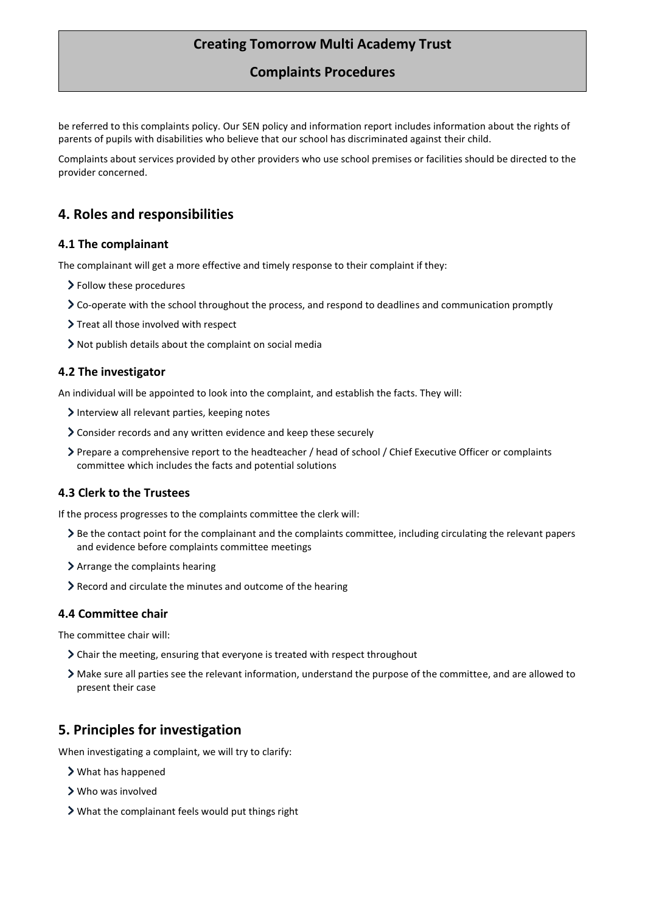be referred to this complaints policy. Our SEN policy and information report includes information about the rights of parents of pupils with disabilities who believe that our school has discriminated against their child.

Complaints about services provided by other providers who use school premises or facilities should be directed to the provider concerned.

## 4. Roles and responsibilities

### 4.1 The complainant

The complainant will get a more effective and timely response to their complaint if they:

- Follow these procedures
- Co-operate with the school throughout the process, and respond to deadlines and communication promptly
- Treat all those involved with respect
- Not publish details about the complaint on social media

### 4.2 The investigator

An individual will be appointed to look into the complaint, and establish the facts. They will:

- Interview all relevant parties, keeping notes
- Consider records and any written evidence and keep these securely
- Prepare a comprehensive report to the headteacher / head of school / Chief Executive Officer or complaints committee which includes the facts and potential solutions

### 4.3 Clerk to the Trustees

If the process progresses to the complaints committee the clerk will:

- Be the contact point for the complainant and the complaints committee, including circulating the relevant papers and evidence before complaints committee meetings
- Arrange the complaints hearing
- Record and circulate the minutes and outcome of the hearing

### 4.4 Committee chair

The committee chair will:

- Chair the meeting, ensuring that everyone is treated with respect throughout
- Make sure all parties see the relevant information, understand the purpose of the committee, and are allowed to present their case

## 5. Principles for investigation

When investigating a complaint, we will try to clarify:

- What has happened
- Who was involved
- What the complainant feels would put things right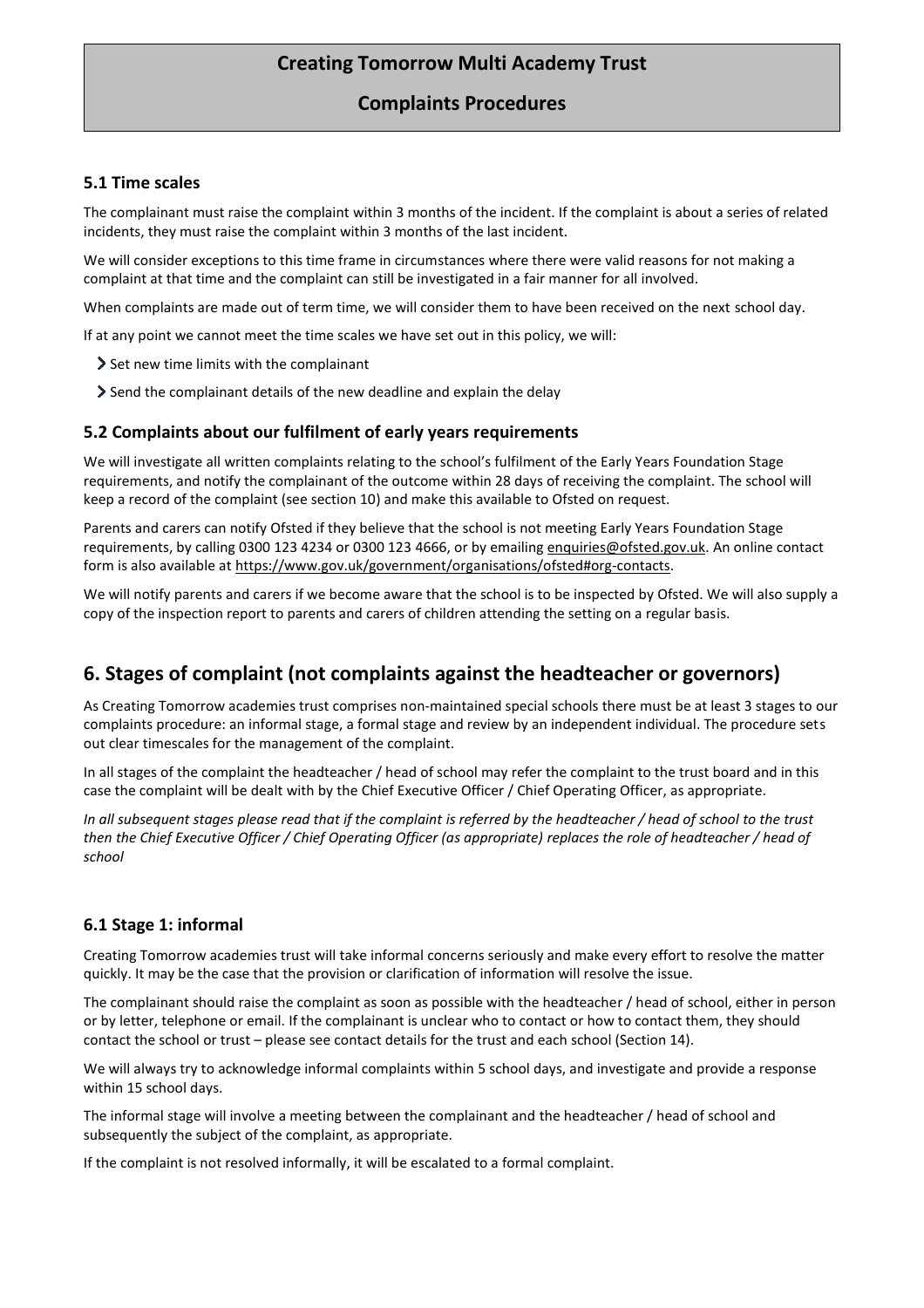### 5.1 Time scales

The complainant must raise the complaint within 3 months of the incident. If the complaint is about a series of related incidents, they must raise the complaint within 3 months of the last incident.

We will consider exceptions to this time frame in circumstances where there were valid reasons for not making a complaint at that time and the complaint can still be investigated in a fair manner for all involved.

When complaints are made out of term time, we will consider them to have been received on the next school day.

If at any point we cannot meet the time scales we have set out in this policy, we will:

- Set new time limits with the complainant
- Send the complainant details of the new deadline and explain the delay

### 5.2 Complaints about our fulfilment of early years requirements

We will investigate all written complaints relating to the school's fulfilment of the Early Years Foundation Stage requirements, and notify the complainant of the outcome within 28 days of receiving the complaint. The school will keep a record of the complaint (see section 10) and make this available to Ofsted on request.

Parents and carers can notify Ofsted if they believe that the school is not meeting Early Years Foundation Stage requirements, by calling 0300 123 4234 or 0300 123 4666, or by emailing enquiries@ofsted.gov.uk. An online contact form is also available at https://www.gov.uk/government/organisations/ofsted#org-contacts.

We will notify parents and carers if we become aware that the school is to be inspected by Ofsted. We will also supply a copy of the inspection report to parents and carers of children attending the setting on a regular basis.

## 6. Stages of complaint (not complaints against the headteacher or governors)

As Creating Tomorrow academies trust comprises non-maintained special schools there must be at least 3 stages to our complaints procedure: an informal stage, a formal stage and review by an independent individual. The procedure sets out clear timescales for the management of the complaint.

In all stages of the complaint the headteacher / head of school may refer the complaint to the trust board and in this case the complaint will be dealt with by the Chief Executive Officer / Chief Operating Officer, as appropriate.

*In all subsequent stages please read that if the complaint is referred by the headteacher / head of school to the trust then the Chief Executive Officer / Chief Operating Officer (as appropriate) replaces the role of headteacher / head of school*

### 6.1 Stage 1: informal

Creating Tomorrow academies trust will take informal concerns seriously and make every effort to resolve the matter quickly. It may be the case that the provision or clarification of information will resolve the issue.

The complainant should raise the complaint as soon as possible with the headteacher / head of school, either in person or by letter, telephone or email. If the complainant is unclear who to contact or how to contact them, they should contact the school or trust – please see contact details for the trust and each school (Section 14).

We will always try to acknowledge informal complaints within 5 school days, and investigate and provide a response within 15 school days.

The informal stage will involve a meeting between the complainant and the headteacher / head of school and subsequently the subject of the complaint, as appropriate.

If the complaint is not resolved informally, it will be escalated to a formal complaint.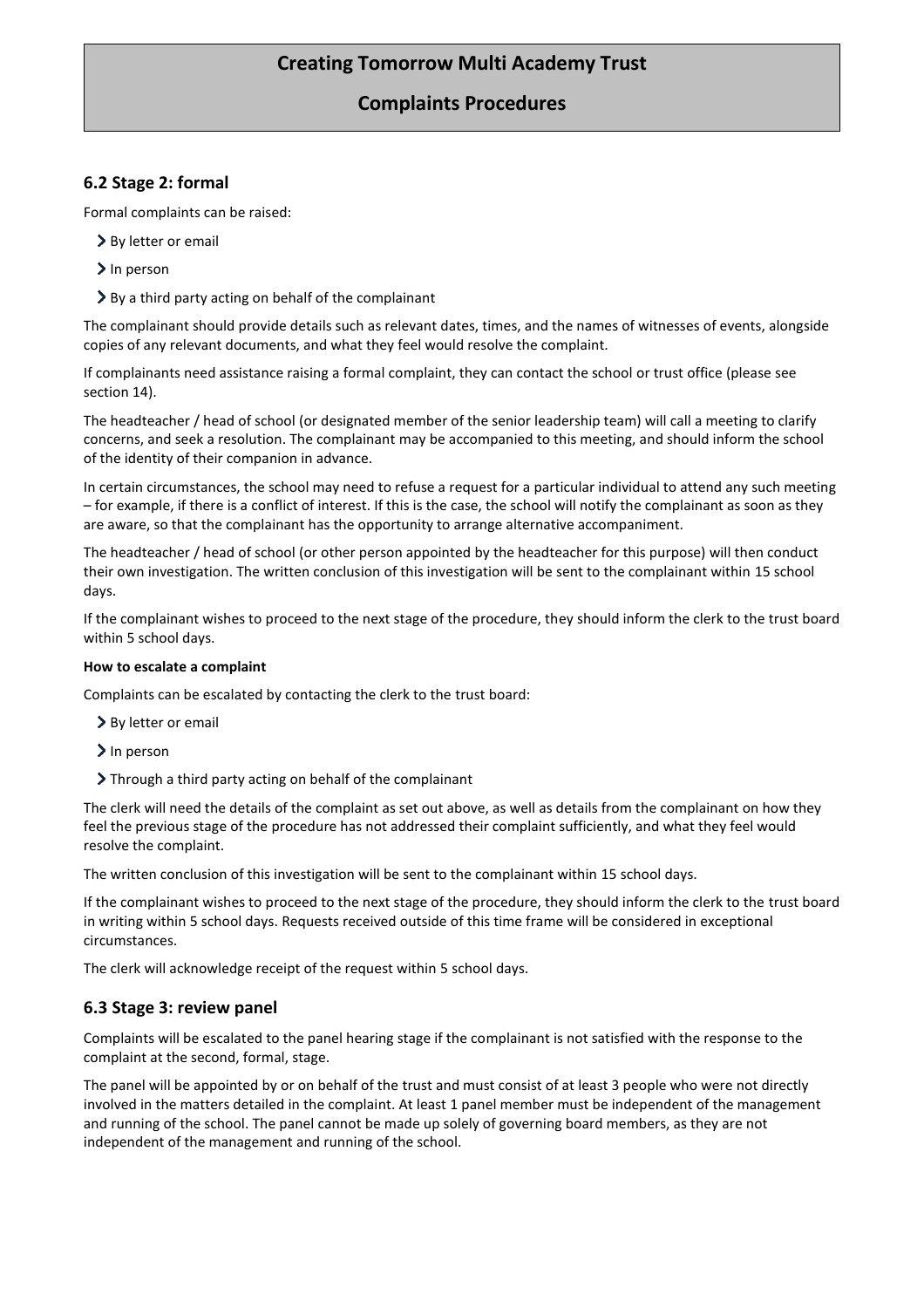### 6.2 Stage 2: formal

Formal complaints can be raised:

- By letter or email
- In person
- By a third party acting on behalf of the complainant

The complainant should provide details such as relevant dates, times, and the names of witnesses of events, alongside copies of any relevant documents, and what they feel would resolve the complaint.

If complainants need assistance raising a formal complaint, they can contact the school or trust office (please see section 14).

The headteacher / head of school (or designated member of the senior leadership team) will call a meeting to clarify concerns, and seek a resolution. The complainant may be accompanied to this meeting, and should inform the school of the identity of their companion in advance.

In certain circumstances, the school may need to refuse a request for a particular individual to attend any such meeting – for example, if there is a conflict of interest. If this is the case, the school will notify the complainant as soon as they are aware, so that the complainant has the opportunity to arrange alternative accompaniment.

The headteacher / head of school (or other person appointed by the headteacher for this purpose) will then conduct their own investigation. The written conclusion of this investigation will be sent to the complainant within 15 school days.

If the complainant wishes to proceed to the next stage of the procedure, they should inform the clerk to the trust board within 5 school days.

**How to escalate a complaint**

Complaints can be escalated by contacting the clerk to the trust board:

- By letter or email
- In person
- Through a third party acting on behalf of the complainant

The clerk will need the details of the complaint as set out above, as well as details from the complainant on how they feel the previous stage of the procedure has not addressed their complaint sufficiently, and what they feel would resolve the complaint.

The written conclusion of this investigation will be sent to the complainant within 15 school days.

If the complainant wishes to proceed to the next stage of the procedure, they should inform the clerk to the trust board in writing within 5 school days. Requests received outside of this time frame will be considered in exceptional circumstances.

The clerk will acknowledge receipt of the request within 5 school days.

### 6.3 Stage 3: review panel

Complaints will be escalated to the panel hearing stage if the complainant is not satisfied with the response to the complaint at the second, formal, stage.

The panel will be appointed by or on behalf of the trust and must consist of at least 3 people who were not directly involved in the matters detailed in the complaint. At least 1 panel member must be independent of the management and running of the school. The panel cannot be made up solely of governing board members, as they are not independent of the management and running of the school.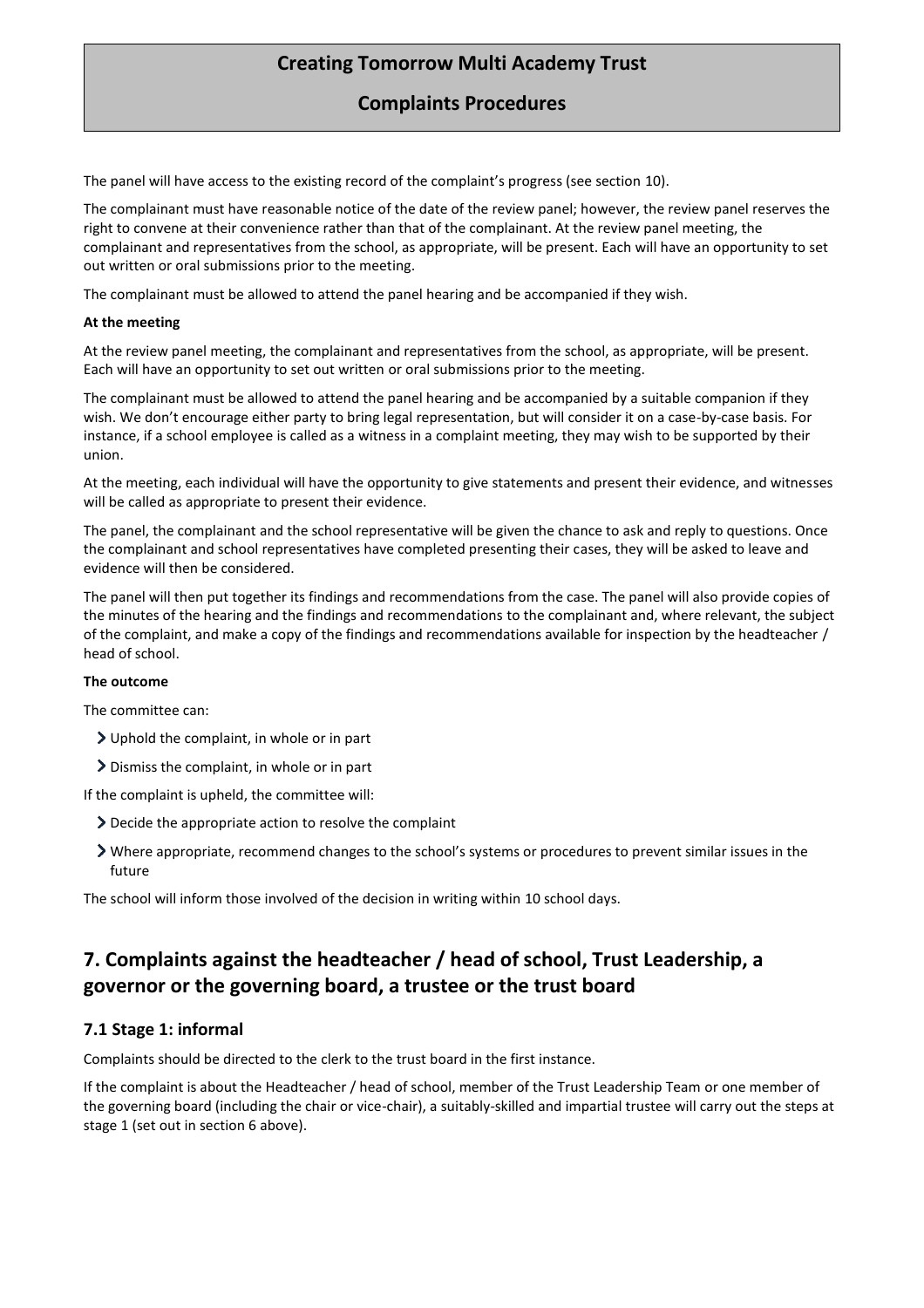The panel will have access to the existing record of the complaint's progress (see section 10).

The complainant must have reasonable notice of the date of the review panel; however, the review panel reserves the right to convene at their convenience rather than that of the complainant. At the review panel meeting, the complainant and representatives from the school, as appropriate, will be present. Each will have an opportunity to set out written or oral submissions prior to the meeting.

The complainant must be allowed to attend the panel hearing and be accompanied if they wish.

**At the meeting**

At the review panel meeting, the complainant and representatives from the school, as appropriate, will be present. Each will have an opportunity to set out written or oral submissions prior to the meeting.

The complainant must be allowed to attend the panel hearing and be accompanied by a suitable companion if they wish. We don't encourage either party to bring legal representation, but will consider it on a case-by-case basis. For instance, if a school employee is called as a witness in a complaint meeting, they may wish to be supported by their union.

At the meeting, each individual will have the opportunity to give statements and present their evidence, and witnesses will be called as appropriate to present their evidence.

The panel, the complainant and the school representative will be given the chance to ask and reply to questions. Once the complainant and school representatives have completed presenting their cases, they will be asked to leave and evidence will then be considered.

The panel will then put together its findings and recommendations from the case. The panel will also provide copies of the minutes of the hearing and the findings and recommendations to the complainant and, where relevant, the subject of the complaint, and make a copy of the findings and recommendations available for inspection by the headteacher / head of school.

**The outcome**

The committee can:

- Uphold the complaint, in whole or in part
- Dismiss the complaint, in whole or in part

If the complaint is upheld, the committee will:

- Decide the appropriate action to resolve the complaint
- Where appropriate, recommend changes to the school's systems or procedures to prevent similar issues in the future

The school will inform those involved of the decision in writing within 10 school days.

## 7. Complaints against the headteacher / head of school, Trust Leadership, a governor or the governing board, a trustee or the trust board

### 7.1 Stage 1: informal

Complaints should be directed to the clerk to the trust board in the first instance.

If the complaint is about the Headteacher / head of school, member of the Trust Leadership Team or one member of the governing board (including the chair or vice-chair), a suitably-skilled and impartial trustee will carry out the steps at stage 1 (set out in section 6 above).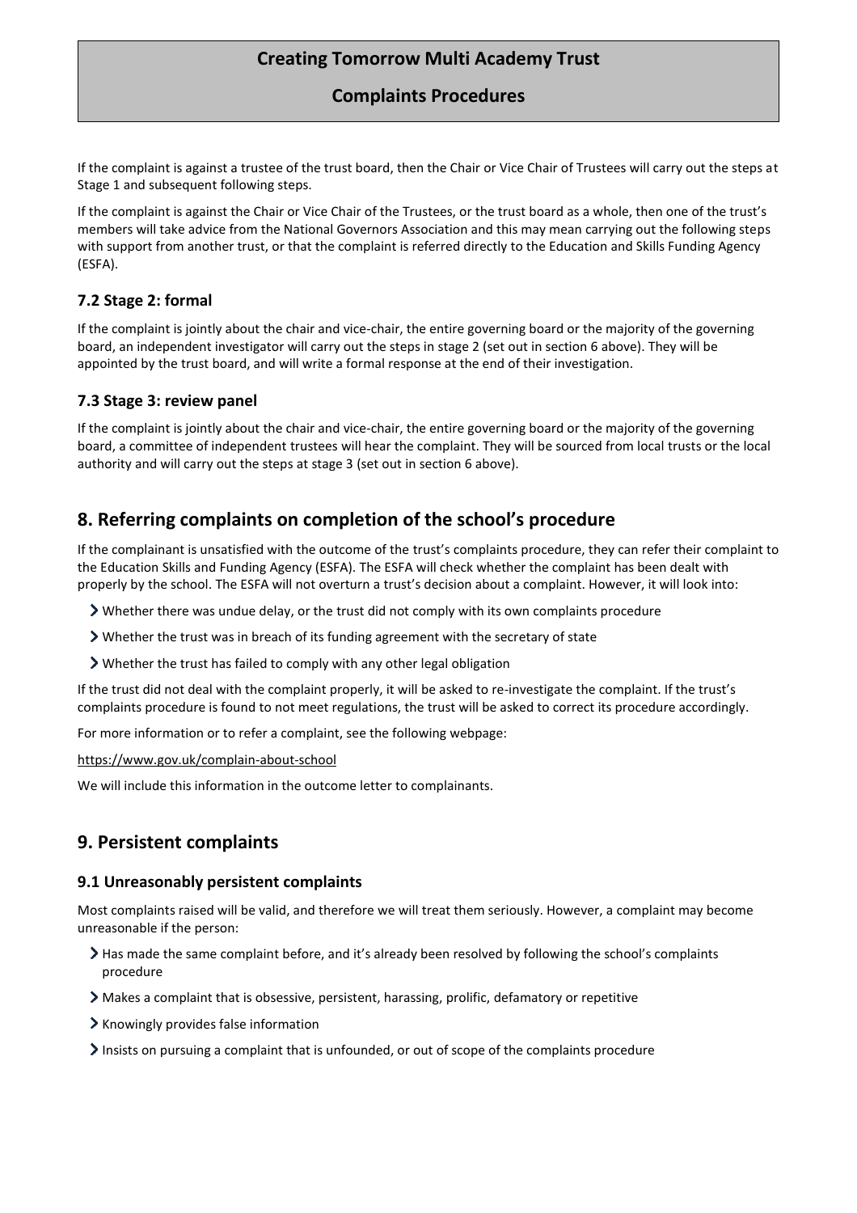If the complaint is against a trustee of the trust board, then the Chair or Vice Chair of Trustees will carry out the steps at Stage 1 and subsequent following steps.

If the complaint is against the Chair or Vice Chair of the Trustees, or the trust board as a whole, then one of the trust's members will take advice from the National Governors Association and this may mean carrying out the following steps with support from another trust, or that the complaint is referred directly to the Education and Skills Funding Agency (ESFA).

### 7.2 Stage 2: formal

If the complaint is jointly about the chair and vice-chair, the entire governing board or the majority of the governing board, an independent investigator will carry out the steps in stage 2 (set out in section 6 above). They will be appointed by the trust board, and will write a formal response at the end of their investigation.

### 7.3 Stage 3: review panel

If the complaint is jointly about the chair and vice-chair, the entire governing board or the majority of the governing board, a committee of independent trustees will hear the complaint. They will be sourced from local trusts or the local authority and will carry out the steps at stage 3 (set out in section 6 above).

## 8. Referring complaints on completion of the school's procedure

If the complainant is unsatisfied with the outcome of the trust's complaints procedure, they can refer their complaint to the Education Skills and Funding Agency (ESFA). The ESFA will check whether the complaint has been dealt with properly by the school. The ESFA will not overturn a trust's decision about a complaint. However, it will look into:

- Whether there was undue delay, or the trust did not comply with its own complaints procedure
- Whether the trust was in breach of its funding agreement with the secretary of state
- Whether the trust has failed to comply with any other legal obligation

If the trust did not deal with the complaint properly, it will be asked to re-investigate the complaint. If the trust's complaints procedure is found to not meet regulations, the trust will be asked to correct its procedure accordingly.

For more information or to refer a complaint, see the following webpage:

https://www.gov.uk/complain-about-school

We will include this information in the outcome letter to complainants.

## 9. Persistent complaints

### 9.1 Unreasonably persistent complaints

Most complaints raised will be valid, and therefore we will treat them seriously. However, a complaint may become unreasonable if the person:

- Has made the same complaint before, and it's already been resolved by following the school's complaints procedure
- Makes a complaint that is obsessive, persistent, harassing, prolific, defamatory or repetitive
- Knowingly provides false information
- Insists on pursuing a complaint that is unfounded, or out of scope of the complaints procedure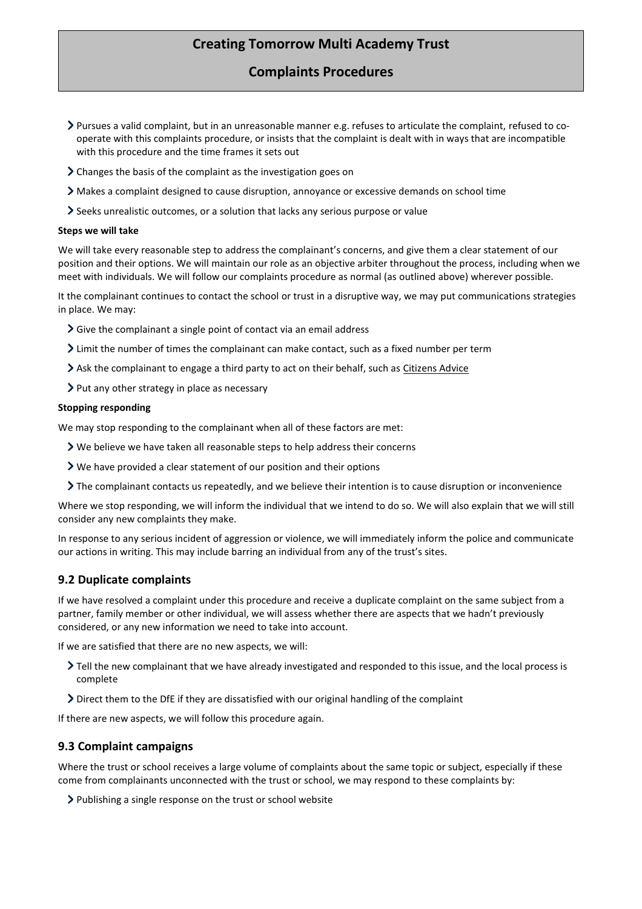- Pursues a valid complaint, but in an unreasonable manner e.g. refuses to articulate the complaint, refused to co-operate with this complaints procedure, or insists that the complaint is dealt with in ways that are incompatible with this procedure and the time frames it sets out
- Changes the basis of the complaint as the investigation goes on
- Makes a complaint designed to cause disruption, annoyance or excessive demands on school time
- Seeks unrealistic outcomes, or a solution that lacks any serious purpose or value

**Steps we will take**

We will take every reasonable step to address the complainant's concerns, and give them a clear statement of our position and their options. We will maintain our role as an objective arbiter throughout the process, including when we meet with individuals. We will follow our complaints procedure as normal (as outlined above) wherever possible.

It the complainant continues to contact the school or trust in a disruptive way, we may put communications strategies in place. We may:

- Give the complainant a single point of contact via an email address
- Limit the number of times the complainant can make contact, such as a fixed number per term
- Ask the complainant to engage a third party to act on their behalf, such as Citizens Advice
- Put any other strategy in place as necessary

**Stopping responding**

We may stop responding to the complainant when all of these factors are met:

- We believe we have taken all reasonable steps to help address their concerns
- We have provided a clear statement of our position and their options
- The complainant contacts us repeatedly, and we believe their intention is to cause disruption or inconvenience

Where we stop responding, we will inform the individual that we intend to do so. We will also explain that we will still consider any new complaints they make.

In response to any serious incident of aggression or violence, we will immediately inform the police and communicate our actions in writing. This may include barring an individual from any of the trust's sites.

## 9.2 Duplicate complaints

If we have resolved a complaint under this procedure and receive a duplicate complaint on the same subject from a partner, family member or other individual, we will assess whether there are aspects that we hadn't previously considered, or any new information we need to take into account.

If we are satisfied that there are no new aspects, we will:

- Tell the new complainant that we have already investigated and responded to this issue, and the local process is complete
- Direct them to the DfE if they are dissatisfied with our original handling of the complaint

If there are new aspects, we will follow this procedure again.

## 9.3 Complaint campaigns

Where the trust or school receives a large volume of complaints about the same topic or subject, especially if these come from complainants unconnected with the trust or school, we may respond to these complaints by:

- Publishing a single response on the trust or school website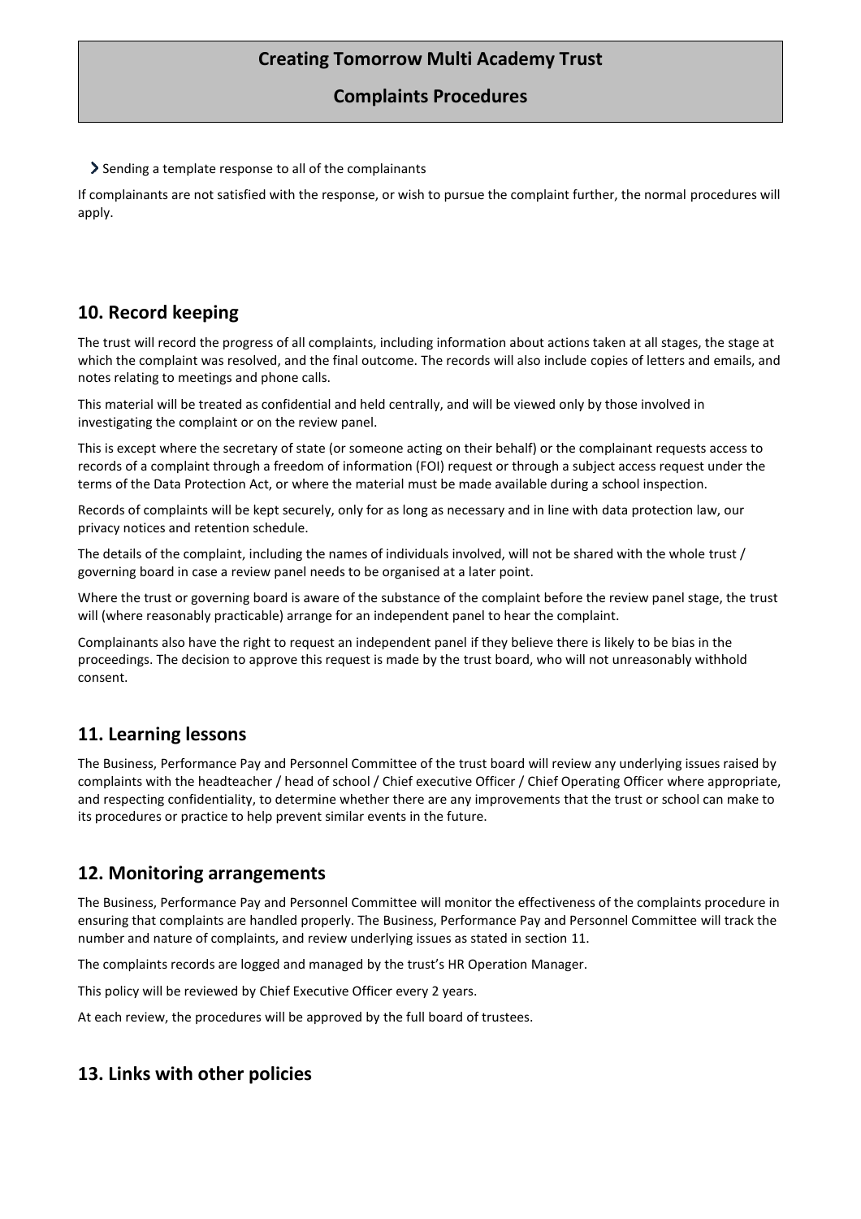- Sending a template response to all of the complainants

If complainants are not satisfied with the response, or wish to pursue the complaint further, the normal procedures will apply.

## 10. Record keeping

The trust will record the progress of all complaints, including information about actions taken at all stages, the stage at which the complaint was resolved, and the final outcome. The records will also include copies of letters and emails, and notes relating to meetings and phone calls.

This material will be treated as confidential and held centrally, and will be viewed only by those involved in investigating the complaint or on the review panel.

This is except where the secretary of state (or someone acting on their behalf) or the complainant requests access to records of a complaint through a freedom of information (FOI) request or through a subject access request under the terms of the Data Protection Act, or where the material must be made available during a school inspection.

Records of complaints will be kept securely, only for as long as necessary and in line with data protection law, our privacy notices and retention schedule.

The details of the complaint, including the names of individuals involved, will not be shared with the whole trust / governing board in case a review panel needs to be organised at a later point.

Where the trust or governing board is aware of the substance of the complaint before the review panel stage, the trust will (where reasonably practicable) arrange for an independent panel to hear the complaint.

Complainants also have the right to request an independent panel if they believe there is likely to be bias in the proceedings. The decision to approve this request is made by the trust board, who will not unreasonably withhold consent.

## 11. Learning lessons

The Business, Performance Pay and Personnel Committee of the trust board will review any underlying issues raised by complaints with the headteacher / head of school / Chief executive Officer / Chief Operating Officer where appropriate, and respecting confidentiality, to determine whether there are any improvements that the trust or school can make to its procedures or practice to help prevent similar events in the future.

## 12. Monitoring arrangements

The Business, Performance Pay and Personnel Committee will monitor the effectiveness of the complaints procedure in ensuring that complaints are handled properly. The Business, Performance Pay and Personnel Committee will track the number and nature of complaints, and review underlying issues as stated in section 11.

The complaints records are logged and managed by the trust's HR Operation Manager.

This policy will be reviewed by Chief Executive Officer every 2 years.

At each review, the procedures will be approved by the full board of trustees.

## 13. Links with other policies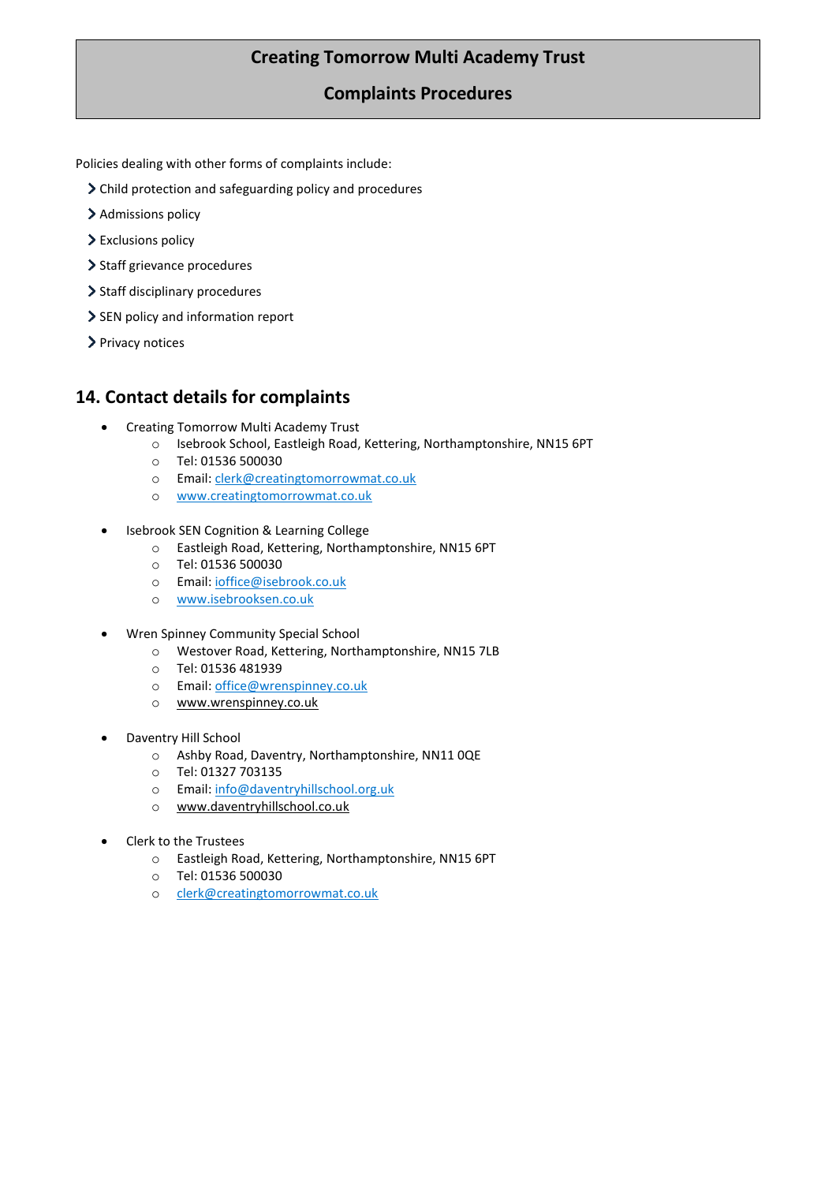Policies dealing with other forms of complaints include:

- Child protection and safeguarding policy and procedures
- Admissions policy
- Exclusions policy
- Staff grievance procedures
- Staff disciplinary procedures
- SEN policy and information report
- Privacy notices

## 14. Contact details for complaints

- Creating Tomorrow Multi Academy Trust
  - Isebrook School, Eastleigh Road, Kettering, Northamptonshire, NN15 6PT
  - Tel: 01536 500030
  - Email: clerk@creatingtomorrowmat.co.uk
  - www.creatingtomorrowmat.co.uk

- Isebrook SEN Cognition & Learning College
  - Eastleigh Road, Kettering, Northamptonshire, NN15 6PT
  - Tel: 01536 500030
  - Email: ioffice@isebrook.co.uk
  - www.isebrooksen.co.uk

- Wren Spinney Community Special School
  - Westover Road, Kettering, Northamptonshire, NN15 7LB
  - Tel: 01536 481939
  - Email: office@wrenspinney.co.uk
  - www.wrenspinney.co.uk

- Daventry Hill School
  - Ashby Road, Daventry, Northamptonshire, NN11 0QE
  - Tel: 01327 703135
  - Email: info@daventryhillschool.org.uk
  - www.daventryhillschool.co.uk

- Clerk to the Trustees
  - Eastleigh Road, Kettering, Northamptonshire, NN15 6PT
  - Tel: 01536 500030
  - clerk@creatingtomorrowmat.co.uk